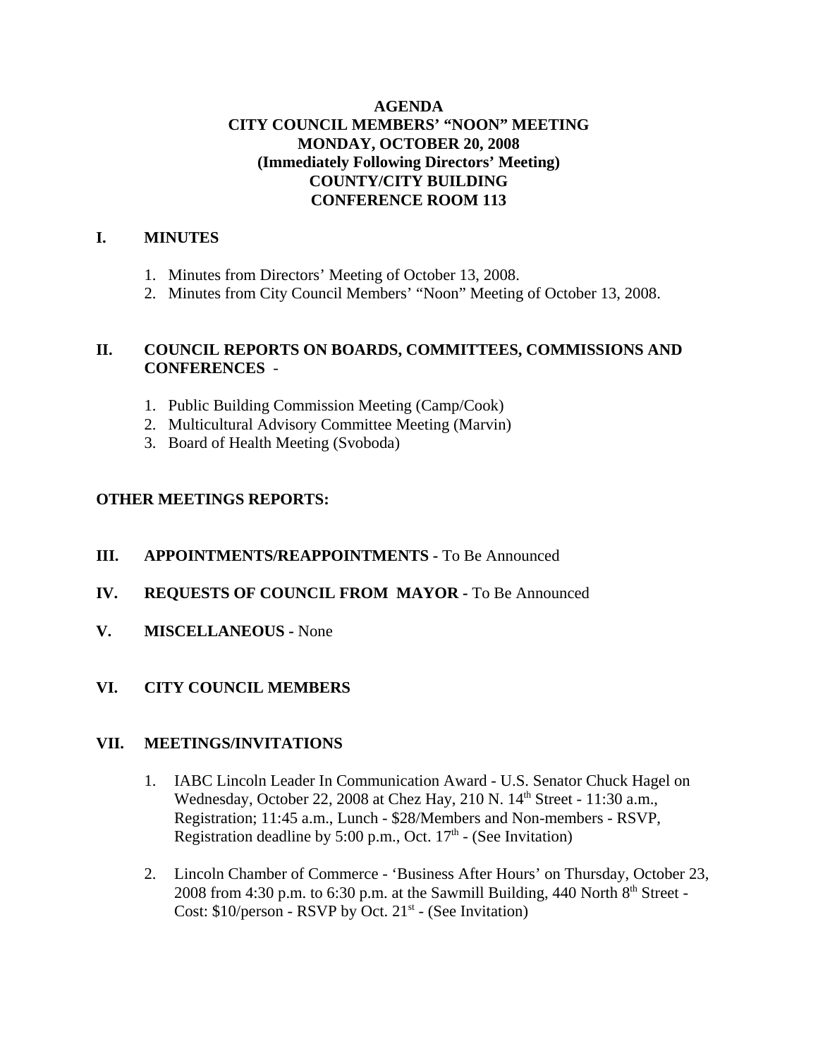**AGENDA**
**CITY COUNCIL MEMBERS' "NOON" MEETING**
**MONDAY, OCTOBER 20, 2008**
**(Immediately Following Directors' Meeting)**
**COUNTY/CITY BUILDING**
**CONFERENCE ROOM 113**

## I. MINUTES

1. Minutes from Directors' Meeting of October 13, 2008.
2. Minutes from City Council Members' "Noon" Meeting of October 13, 2008.

## II. COUNCIL REPORTS ON BOARDS, COMMITTEES, COMMISSIONS AND CONFERENCES -

1. Public Building Commission Meeting (Camp/Cook)
2. Multicultural Advisory Committee Meeting (Marvin)
3. Board of Health Meeting (Svoboda)

## OTHER MEETINGS REPORTS:

## III. APPOINTMENTS/REAPPOINTMENTS - To Be Announced

## IV. REQUESTS OF COUNCIL FROM MAYOR - To Be Announced

## V. MISCELLANEOUS - None

## VI. CITY COUNCIL MEMBERS

## VII. MEETINGS/INVITATIONS

1. IABC Lincoln Leader In Communication Award - U.S. Senator Chuck Hagel on Wednesday, October 22, 2008 at Chez Hay, 210 N. 14th Street - 11:30 a.m., Registration; 11:45 a.m., Lunch - $28/Members and Non-members - RSVP, Registration deadline by 5:00 p.m., Oct. 17th - (See Invitation)

2. Lincoln Chamber of Commerce - 'Business After Hours' on Thursday, October 23, 2008 from 4:30 p.m. to 6:30 p.m. at the Sawmill Building, 440 North 8th Street - Cost: $10/person - RSVP by Oct. 21st - (See Invitation)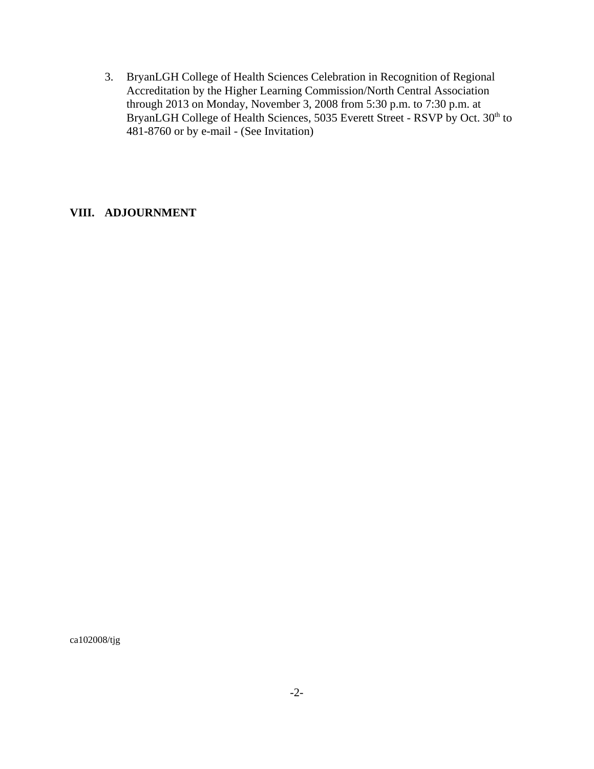3. BryanLGH College of Health Sciences Celebration in Recognition of Regional Accreditation by the Higher Learning Commission/North Central Association through 2013 on Monday, November 3, 2008 from 5:30 p.m. to 7:30 p.m. at BryanLGH College of Health Sciences, 5035 Everett Street - RSVP by Oct. 30th to 481-8760 or by e-mail - (See Invitation)

**VIII. ADJOURNMENT**

ca102008/tjg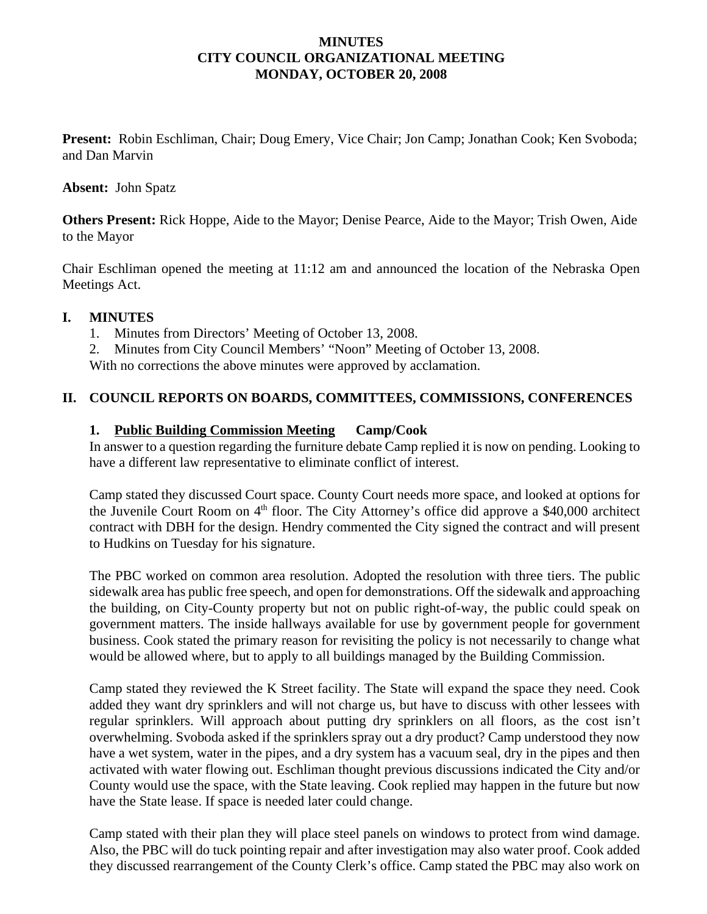**MINUTES**
**CITY COUNCIL ORGANIZATIONAL MEETING**
**MONDAY, OCTOBER 20, 2008**

**Present:** Robin Eschliman, Chair; Doug Emery, Vice Chair; Jon Camp; Jonathan Cook; Ken Svoboda; and Dan Marvin

**Absent:** John Spatz

**Others Present:** Rick Hoppe, Aide to the Mayor; Denise Pearce, Aide to the Mayor; Trish Owen, Aide to the Mayor

Chair Eschliman opened the meeting at 11:12 am and announced the location of the Nebraska Open Meetings Act.

## I. MINUTES

1. Minutes from Directors' Meeting of October 13, 2008.
2. Minutes from City Council Members' "Noon" Meeting of October 13, 2008.

With no corrections the above minutes were approved by acclamation.

## II. COUNCIL REPORTS ON BOARDS, COMMITTEES, COMMISSIONS, CONFERENCES

### 1. Public Building Commission Meeting Camp/Cook

In answer to a question regarding the furniture debate Camp replied it is now on pending. Looking to have a different law representative to eliminate conflict of interest.

Camp stated they discussed Court space. County Court needs more space, and looked at options for the Juvenile Court Room on 4th floor. The City Attorney's office did approve a $40,000 architect contract with DBH for the design. Hendry commented the City signed the contract and will present to Hudkins on Tuesday for his signature.

The PBC worked on common area resolution. Adopted the resolution with three tiers. The public sidewalk area has public free speech, and open for demonstrations. Off the sidewalk and approaching the building, on City-County property but not on public right-of-way, the public could speak on government matters. The inside hallways available for use by government people for government business. Cook stated the primary reason for revisiting the policy is not necessarily to change what would be allowed where, but to apply to all buildings managed by the Building Commission.

Camp stated they reviewed the K Street facility. The State will expand the space they need. Cook added they want dry sprinklers and will not charge us, but have to discuss with other lessees with regular sprinklers. Will approach about putting dry sprinklers on all floors, as the cost isn't overwhelming. Svoboda asked if the sprinklers spray out a dry product? Camp understood they now have a wet system, water in the pipes, and a dry system has a vacuum seal, dry in the pipes and then activated with water flowing out. Eschliman thought previous discussions indicated the City and/or County would use the space, with the State leaving. Cook replied may happen in the future but now have the State lease. If space is needed later could change.

Camp stated with their plan they will place steel panels on windows to protect from wind damage. Also, the PBC will do tuck pointing repair and after investigation may also water proof. Cook added they discussed rearrangement of the County Clerk's office. Camp stated the PBC may also work on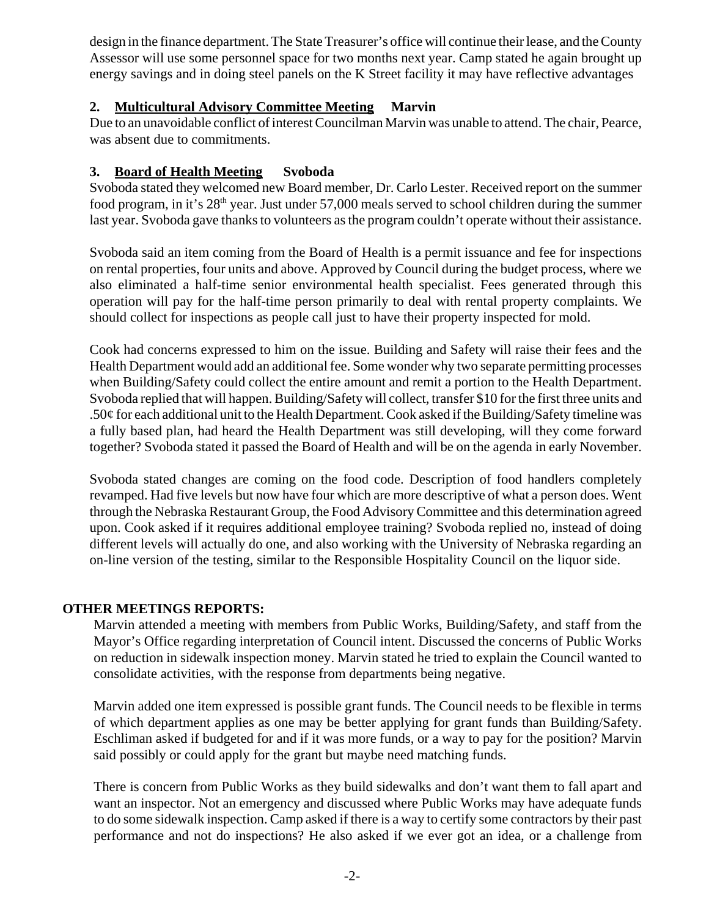design in the finance department. The State Treasurer's office will continue their lease, and the County Assessor will use some personnel space for two months next year. Camp stated he again brought up energy savings and in doing steel panels on the K Street facility it may have reflective advantages

**2. Multicultural Advisory Committee Meeting Marvin**

Due to an unavoidable conflict of interest Councilman Marvin was unable to attend. The chair, Pearce, was absent due to commitments.

**3. Board of Health Meeting Svoboda**

Svoboda stated they welcomed new Board member, Dr. Carlo Lester. Received report on the summer food program, in it's 28th year. Just under 57,000 meals served to school children during the summer last year. Svoboda gave thanks to volunteers as the program couldn't operate without their assistance.

Svoboda said an item coming from the Board of Health is a permit issuance and fee for inspections on rental properties, four units and above. Approved by Council during the budget process, where we also eliminated a half-time senior environmental health specialist. Fees generated through this operation will pay for the half-time person primarily to deal with rental property complaints. We should collect for inspections as people call just to have their property inspected for mold.

Cook had concerns expressed to him on the issue. Building and Safety will raise their fees and the Health Department would add an additional fee. Some wonder why two separate permitting processes when Building/Safety could collect the entire amount and remit a portion to the Health Department. Svoboda replied that will happen. Building/Safety will collect, transfer $10 for the first three units and .50¢ for each additional unit to the Health Department. Cook asked if the Building/Safety timeline was a fully based plan, had heard the Health Department was still developing, will they come forward together? Svoboda stated it passed the Board of Health and will be on the agenda in early November.

Svoboda stated changes are coming on the food code. Description of food handlers completely revamped. Had five levels but now have four which are more descriptive of what a person does. Went through the Nebraska Restaurant Group, the Food Advisory Committee and this determination agreed upon. Cook asked if it requires additional employee training? Svoboda replied no, instead of doing different levels will actually do one, and also working with the University of Nebraska regarding an on-line version of the testing, similar to the Responsible Hospitality Council on the liquor side.

**OTHER MEETINGS REPORTS:**

Marvin attended a meeting with members from Public Works, Building/Safety, and staff from the Mayor's Office regarding interpretation of Council intent. Discussed the concerns of Public Works on reduction in sidewalk inspection money. Marvin stated he tried to explain the Council wanted to consolidate activities, with the response from departments being negative.

Marvin added one item expressed is possible grant funds. The Council needs to be flexible in terms of which department applies as one may be better applying for grant funds than Building/Safety. Eschliman asked if budgeted for and if it was more funds, or a way to pay for the position? Marvin said possibly or could apply for the grant but maybe need matching funds.

There is concern from Public Works as they build sidewalks and don't want them to fall apart and want an inspector. Not an emergency and discussed where Public Works may have adequate funds to do some sidewalk inspection. Camp asked if there is a way to certify some contractors by their past performance and not do inspections? He also asked if we ever got an idea, or a challenge from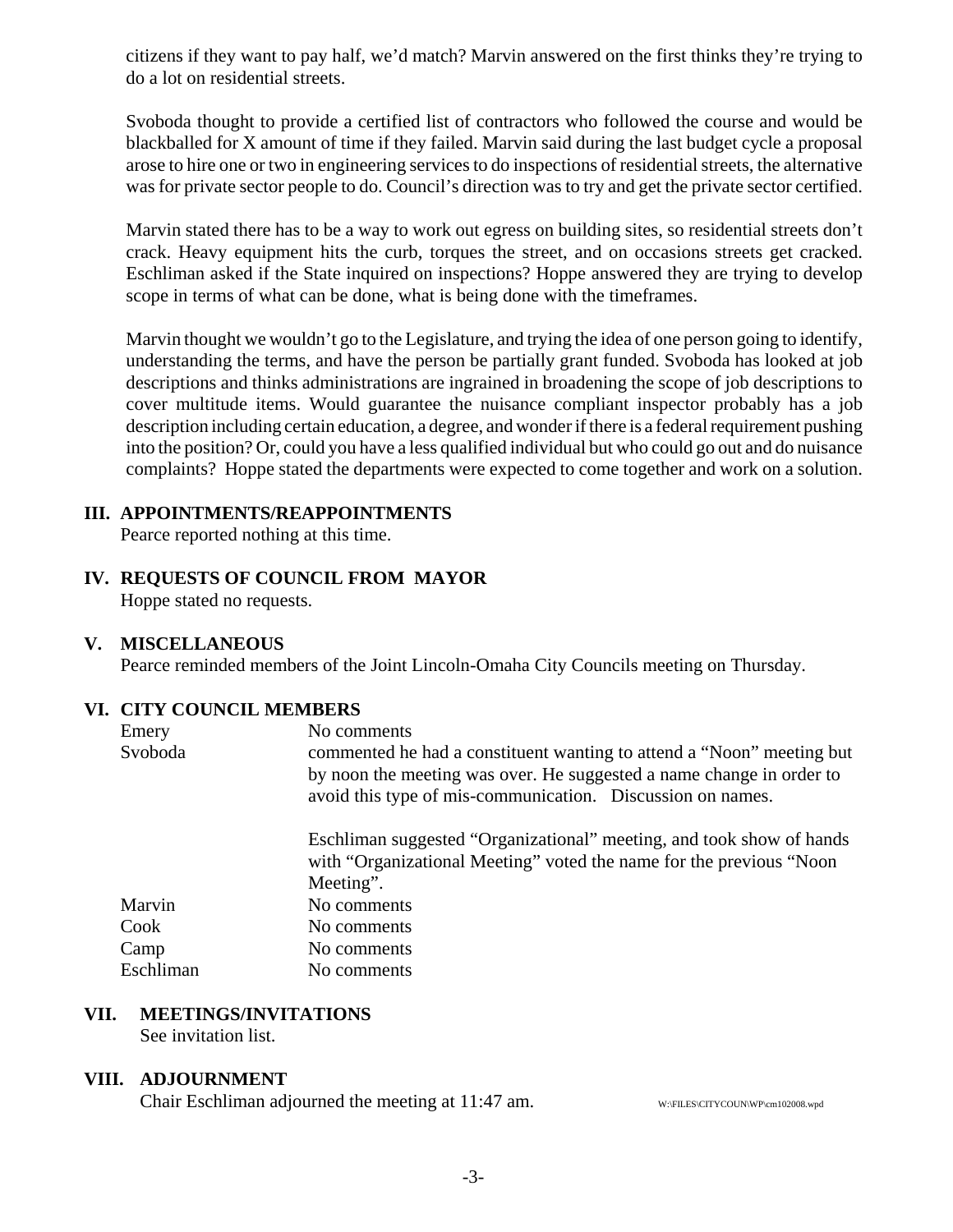citizens if they want to pay half, we'd match? Marvin answered on the first thinks they're trying to do a lot on residential streets.

Svoboda thought to provide a certified list of contractors who followed the course and would be blackballed for X amount of time if they failed. Marvin said during the last budget cycle a proposal arose to hire one or two in engineering services to do inspections of residential streets, the alternative was for private sector people to do. Council's direction was to try and get the private sector certified.

Marvin stated there has to be a way to work out egress on building sites, so residential streets don't crack. Heavy equipment hits the curb, torques the street, and on occasions streets get cracked. Eschliman asked if the State inquired on inspections? Hoppe answered they are trying to develop scope in terms of what can be done, what is being done with the timeframes.

Marvin thought we wouldn't go to the Legislature, and trying the idea of one person going to identify, understanding the terms, and have the person be partially grant funded. Svoboda has looked at job descriptions and thinks administrations are ingrained in broadening the scope of job descriptions to cover multitude items. Would guarantee the nuisance compliant inspector probably has a job description including certain education, a degree, and wonder if there is a federal requirement pushing into the position? Or, could you have a less qualified individual but who could go out and do nuisance complaints? Hoppe stated the departments were expected to come together and work on a solution.

## III. APPOINTMENTS/REAPPOINTMENTS

Pearce reported nothing at this time.

## IV. REQUESTS OF COUNCIL FROM MAYOR

Hoppe stated no requests.

## V. MISCELLANEOUS

Pearce reminded members of the Joint Lincoln-Omaha City Councils meeting on Thursday.

## VI. CITY COUNCIL MEMBERS

| | |
|---|---|
| Emery | No comments |
| Svoboda | commented he had a constituent wanting to attend a "Noon" meeting but by noon the meeting was over. He suggested a name change in order to avoid this type of mis-communication. Discussion on names. |
| | Eschliman suggested "Organizational" meeting, and took show of hands with "Organizational Meeting" voted the name for the previous "Noon Meeting". |
| Marvin | No comments |
| Cook | No comments |
| Camp | No comments |
| Eschliman | No comments |

## VII. MEETINGS/INVITATIONS

See invitation list.

## VIII. ADJOURNMENT

Chair Eschliman adjourned the meeting at 11:47 am.

W:\FILES\CITYCOUN\WP\cm102008.wpd